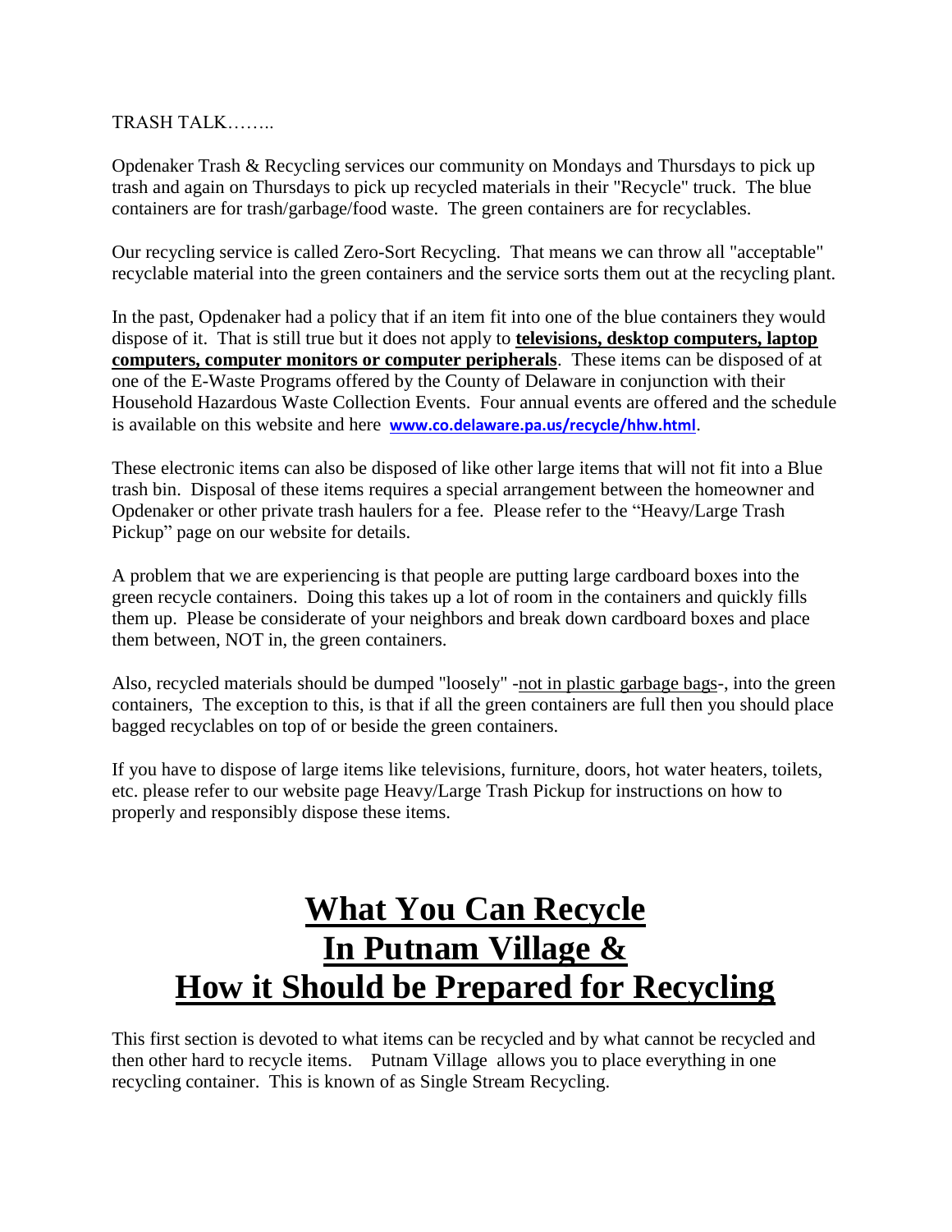TRASH TALK……..

Opdenaker Trash & Recycling services our community on Mondays and Thursdays to pick up trash and again on Thursdays to pick up recycled materials in their "Recycle" truck. The blue containers are for trash/garbage/food waste. The green containers are for recyclables.

Our recycling service is called Zero-Sort Recycling. That means we can throw all "acceptable" recyclable material into the green containers and the service sorts them out at the recycling plant.

In the past, Opdenaker had a policy that if an item fit into one of the blue containers they would dispose of it. That is still true but it does not apply to **televisions, desktop computers, laptop computers, computer monitors or computer peripherals**. These items can be disposed of at one of the E-Waste Programs offered by the County of Delaware in conjunction with their Household Hazardous Waste Collection Events. Four annual events are offered and the schedule is available on this website and here **www.co.delaware.pa.us/recycle/hhw.html**.

These electronic items can also be disposed of like other large items that will not fit into a Blue trash bin. Disposal of these items requires a special arrangement between the homeowner and Opdenaker or other private trash haulers for a fee. Please refer to the "Heavy/Large Trash Pickup" page on our website for details.

A problem that we are experiencing is that people are putting large cardboard boxes into the green recycle containers. Doing this takes up a lot of room in the containers and quickly fills them up. Please be considerate of your neighbors and break down cardboard boxes and place them between, NOT in, the green containers.

Also, recycled materials should be dumped "loosely" -not in plastic garbage bags-, into the green containers, The exception to this, is that if all the green containers are full then you should place bagged recyclables on top of or beside the green containers.

If you have to dispose of large items like televisions, furniture, doors, hot water heaters, toilets, etc. please refer to our website page Heavy/Large Trash Pickup for instructions on how to properly and responsibly dispose these items.

# What You Can Recycle In Putnam Village & How it Should be Prepared for Recycling

This first section is devoted to what items can be recycled and by what cannot be recycled and then other hard to recycle items. Putnam Village allows you to place everything in one recycling container. This is known of as Single Stream Recycling.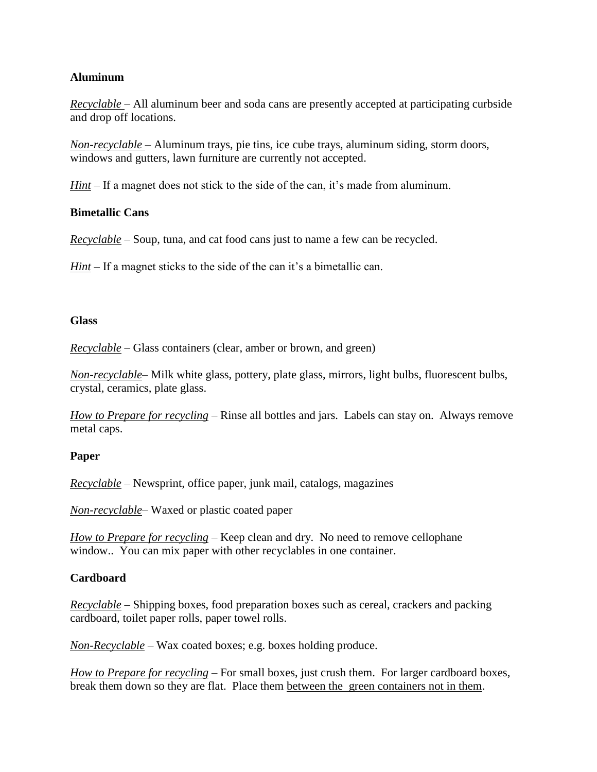**Aluminum**

*Recyclable* – All aluminum beer and soda cans are presently accepted at participating curbside and drop off locations.

*Non-recyclable* – Aluminum trays, pie tins, ice cube trays, aluminum siding, storm doors, windows and gutters, lawn furniture are currently not accepted.

*Hint* – If a magnet does not stick to the side of the can, it's made from aluminum.

**Bimetallic Cans**

*Recyclable* – Soup, tuna, and cat food cans just to name a few can be recycled.

*Hint* – If a magnet sticks to the side of the can it's a bimetallic can.

**Glass**

*Recyclable* – Glass containers (clear, amber or brown, and green)

*Non-recyclable*– Milk white glass, pottery, plate glass, mirrors, light bulbs, fluorescent bulbs, crystal, ceramics, plate glass.

*How to Prepare for recycling* – Rinse all bottles and jars. Labels can stay on. Always remove metal caps.

**Paper**

*Recyclable* – Newsprint, office paper, junk mail, catalogs, magazines

*Non-recyclable*– Waxed or plastic coated paper

*How to Prepare for recycling* – Keep clean and dry. No need to remove cellophane window.. You can mix paper with other recyclables in one container.

**Cardboard**

*Recyclable* – Shipping boxes, food preparation boxes such as cereal, crackers and packing cardboard, toilet paper rolls, paper towel rolls.

*Non-Recyclable* – Wax coated boxes; e.g. boxes holding produce.

*How to Prepare for recycling* – For small boxes, just crush them. For larger cardboard boxes, break them down so they are flat. Place them between the green containers not in them.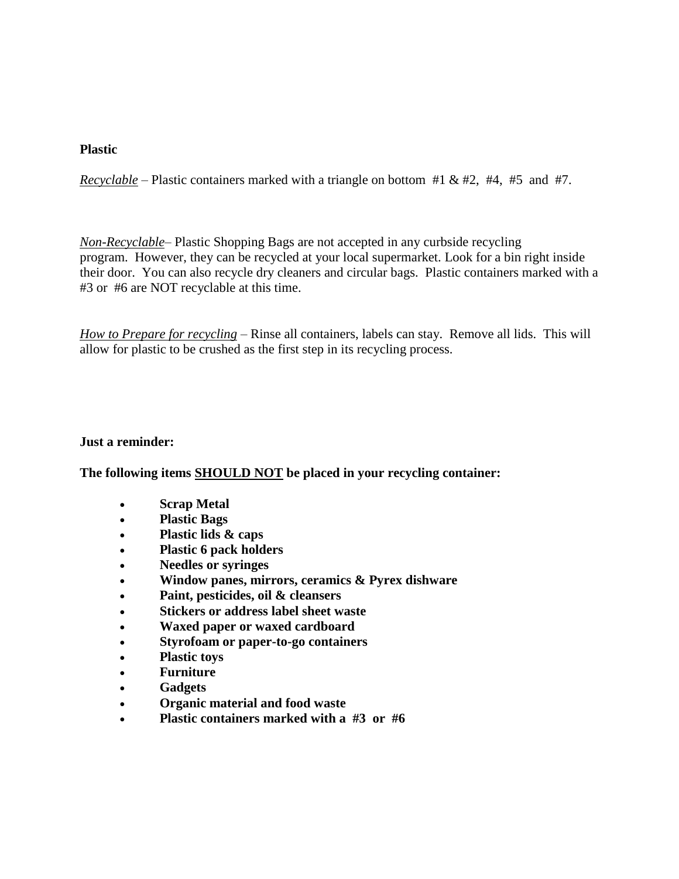**Plastic**

*Recyclable* – Plastic containers marked with a triangle on bottom #1 & #2, #4, #5 and #7.

*Non-Recyclable*– Plastic Shopping Bags are not accepted in any curbside recycling program. However, they can be recycled at your local supermarket. Look for a bin right inside their door. You can also recycle dry cleaners and circular bags. Plastic containers marked with a #3 or #6 are NOT recyclable at this time.

*How to Prepare for recycling* – Rinse all containers, labels can stay. Remove all lids. This will allow for plastic to be crushed as the first step in its recycling process.

**Just a reminder:**

**The following items SHOULD NOT be placed in your recycling container:**

- **Scrap Metal**
- **Plastic Bags**
- **Plastic lids & caps**
- **Plastic 6 pack holders**
- **Needles or syringes**
- **Window panes, mirrors, ceramics & Pyrex dishware**
- **Paint, pesticides, oil & cleansers**
- **Stickers or address label sheet waste**
- **Waxed paper or waxed cardboard**
- **Styrofoam or paper-to-go containers**
- **Plastic toys**
- **Furniture**
- **Gadgets**
- **Organic material and food waste**
- **Plastic containers marked with a #3 or #6**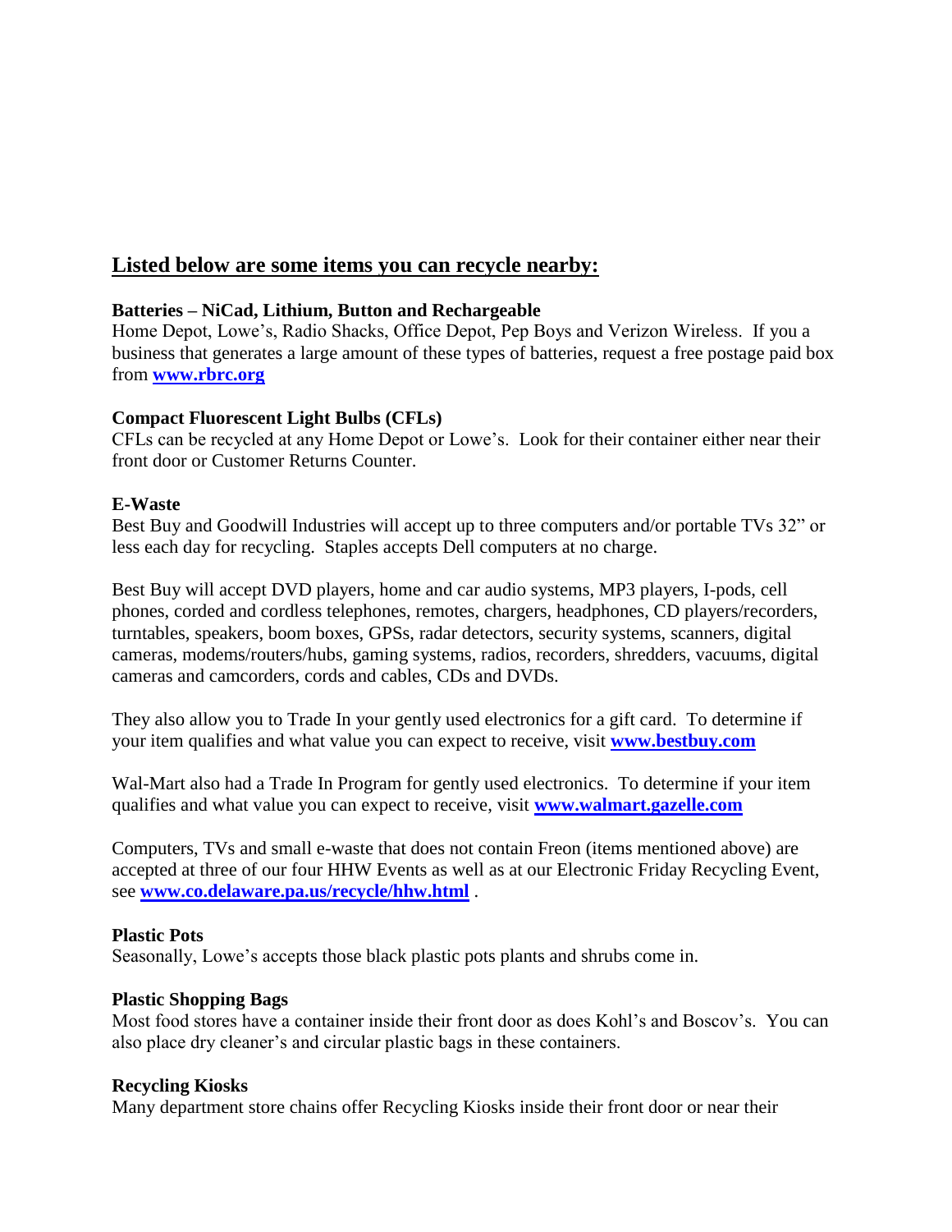## Listed below are some items you can recycle nearby:

**Batteries – NiCad, Lithium, Button and Rechargeable**

Home Depot, Lowe's, Radio Shacks, Office Depot, Pep Boys and Verizon Wireless. If you a business that generates a large amount of these types of batteries, request a free postage paid box from **www.rbrc.org**

**Compact Fluorescent Light Bulbs (CFLs)**

CFLs can be recycled at any Home Depot or Lowe's. Look for their container either near their front door or Customer Returns Counter.

**E-Waste**

Best Buy and Goodwill Industries will accept up to three computers and/or portable TVs 32" or less each day for recycling. Staples accepts Dell computers at no charge.

Best Buy will accept DVD players, home and car audio systems, MP3 players, I-pods, cell phones, corded and cordless telephones, remotes, chargers, headphones, CD players/recorders, turntables, speakers, boom boxes, GPSs, radar detectors, security systems, scanners, digital cameras, modems/routers/hubs, gaming systems, radios, recorders, shredders, vacuums, digital cameras and camcorders, cords and cables, CDs and DVDs.

They also allow you to Trade In your gently used electronics for a gift card. To determine if your item qualifies and what value you can expect to receive, visit **www.bestbuy.com**

Wal-Mart also had a Trade In Program for gently used electronics. To determine if your item qualifies and what value you can expect to receive, visit **www.walmart.gazelle.com**

Computers, TVs and small e-waste that does not contain Freon (items mentioned above) are accepted at three of our four HHW Events as well as at our Electronic Friday Recycling Event, see **www.co.delaware.pa.us/recycle/hhw.html** .

**Plastic Pots**

Seasonally, Lowe's accepts those black plastic pots plants and shrubs come in.

**Plastic Shopping Bags**

Most food stores have a container inside their front door as does Kohl's and Boscov's. You can also place dry cleaner's and circular plastic bags in these containers.

**Recycling Kiosks**

Many department store chains offer Recycling Kiosks inside their front door or near their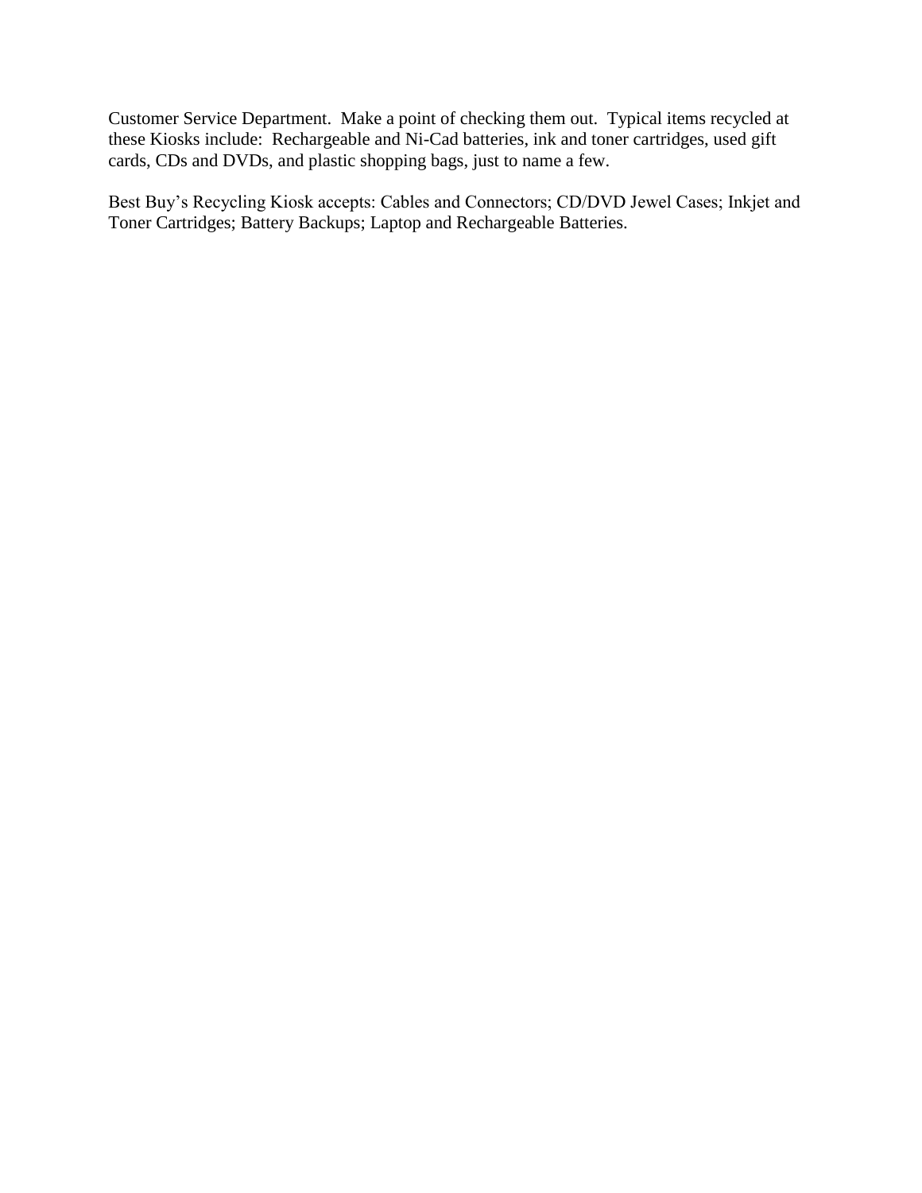Customer Service Department. Make a point of checking them out. Typical items recycled at these Kiosks include: Rechargeable and Ni-Cad batteries, ink and toner cartridges, used gift cards, CDs and DVDs, and plastic shopping bags, just to name a few.

Best Buy's Recycling Kiosk accepts: Cables and Connectors; CD/DVD Jewel Cases; Inkjet and Toner Cartridges; Battery Backups; Laptop and Rechargeable Batteries.